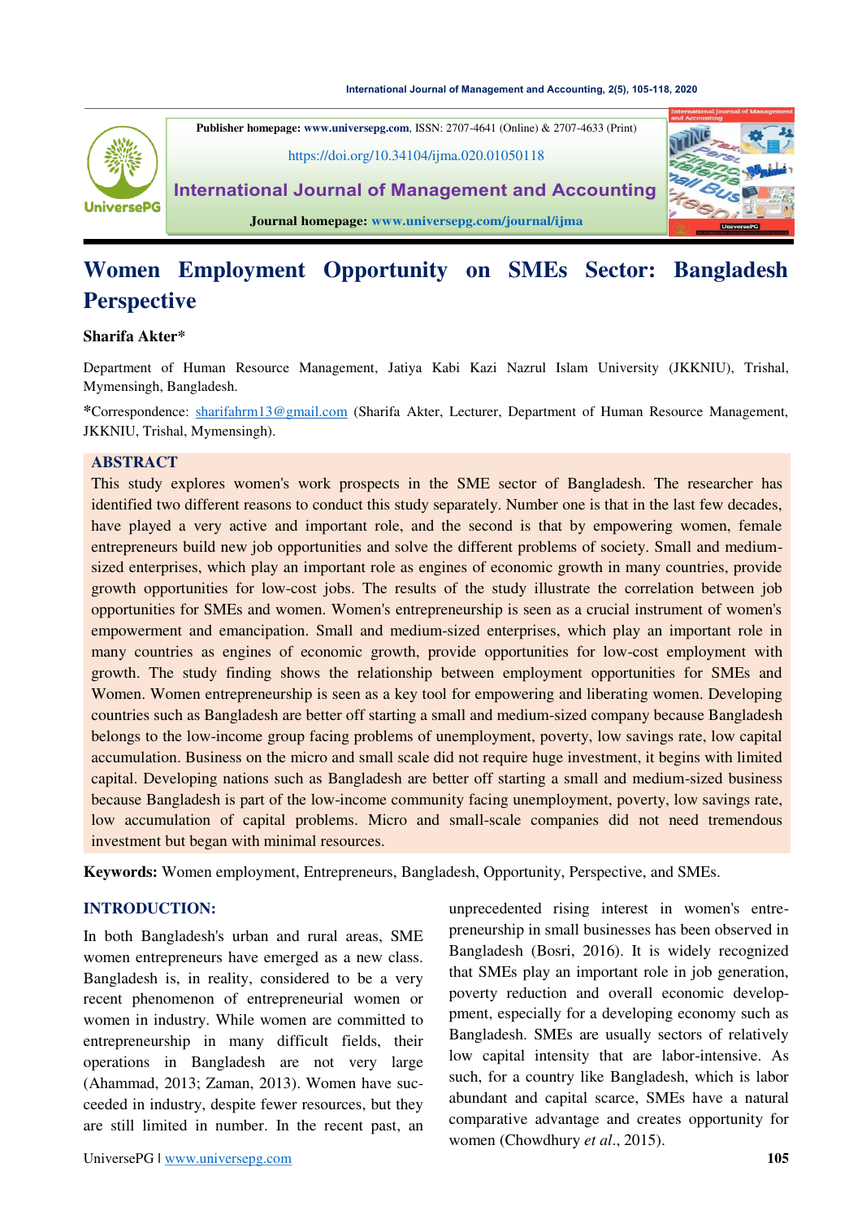Publisher homepage: www.universepg.com, ISSN: 2707-4641 (Online) & 2707-4633 (Print)

https://doi.org/10.34104/ijma.020.01050118

**International Journal of Management and Accounting**

Journal homepage: www.universepg.com/journal/ijma

# Women Employment Opportunity on SMEs Sector: Bangladesh Perspective

**Sharifa Akter***

Department of Human Resource Management, Jatiya Kabi Kazi Nazrul Islam University (JKKNIU), Trishal, Mymensingh, Bangladesh.

*Correspondence: sharifahrm13@gmail.com (Sharifa Akter, Lecturer, Department of Human Resource Management, JKKNIU, Trishal, Mymensingh).

## ABSTRACT

This study explores women's work prospects in the SME sector of Bangladesh. The researcher has identified two different reasons to conduct this study separately. Number one is that in the last few decades, have played a very active and important role, and the second is that by empowering women, female entrepreneurs build new job opportunities and solve the different problems of society. Small and medium-sized enterprises, which play an important role as engines of economic growth in many countries, provide growth opportunities for low-cost jobs. The results of the study illustrate the correlation between job opportunities for SMEs and women. Women's entrepreneurship is seen as a crucial instrument of women's empowerment and emancipation. Small and medium-sized enterprises, which play an important role in many countries as engines of economic growth, provide opportunities for low-cost employment with growth. The study finding shows the relationship between employment opportunities for SMEs and Women. Women entrepreneurship is seen as a key tool for empowering and liberating women. Developing countries such as Bangladesh are better off starting a small and medium-sized company because Bangladesh belongs to the low-income group facing problems of unemployment, poverty, low savings rate, low capital accumulation. Business on the micro and small scale did not require huge investment, it begins with limited capital. Developing nations such as Bangladesh are better off starting a small and medium-sized business because Bangladesh is part of the low-income community facing unemployment, poverty, low savings rate, low accumulation of capital problems. Micro and small-scale companies did not need tremendous investment but began with minimal resources.

**Keywords:** Women employment, Entrepreneurs, Bangladesh, Opportunity, Perspective, and SMEs.

## INTRODUCTION:

In both Bangladesh's urban and rural areas, SME women entrepreneurs have emerged as a new class. Bangladesh is, in reality, considered to be a very recent phenomenon of entrepreneurial women or women in industry. While women are committed to entrepreneurship in many difficult fields, their operations in Bangladesh are not very large (Ahammad, 2013; Zaman, 2013). Women have succeeded in industry, despite fewer resources, but they are still limited in number. In the recent past, an unprecedented rising interest in women's entrepreneurship in small businesses has been observed in Bangladesh (Bosri, 2016). It is widely recognized that SMEs play an important role in job generation, poverty reduction and overall economic development, especially for a developing economy such as Bangladesh. SMEs are usually sectors of relatively low capital intensity that are labor-intensive. As such, for a country like Bangladesh, which is labor abundant and capital scarce, SMEs have a natural comparative advantage and creates opportunity for women (Chowdhury *et al*., 2015).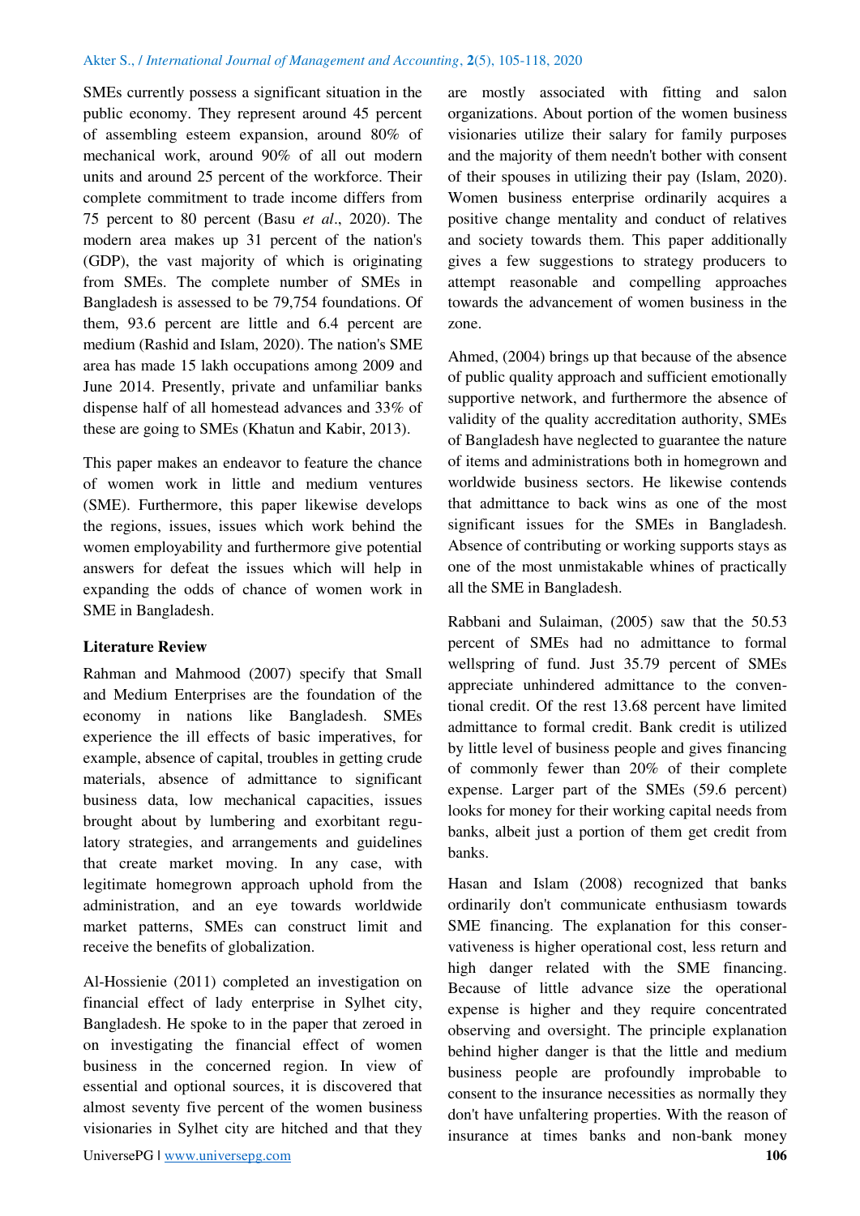SMEs currently possess a significant situation in the public economy. They represent around 45 percent of assembling esteem expansion, around 80% of mechanical work, around 90% of all out modern units and around 25 percent of the workforce. Their complete commitment to trade income differs from 75 percent to 80 percent (Basu *et al*., 2020). The modern area makes up 31 percent of the nation's (GDP), the vast majority of which is originating from SMEs. The complete number of SMEs in Bangladesh is assessed to be 79,754 foundations. Of them, 93.6 percent are little and 6.4 percent are medium (Rashid and Islam, 2020). The nation's SME area has made 15 lakh occupations among 2009 and June 2014. Presently, private and unfamiliar banks dispense half of all homestead advances and 33% of these are going to SMEs (Khatun and Kabir, 2013).

This paper makes an endeavor to feature the chance of women work in little and medium ventures (SME). Furthermore, this paper likewise develops the regions, issues, issues which work behind the women employability and furthermore give potential answers for defeat the issues which will help in expanding the odds of chance of women work in SME in Bangladesh.

## Literature Review

Rahman and Mahmood (2007) specify that Small and Medium Enterprises are the foundation of the economy in nations like Bangladesh. SMEs experience the ill effects of basic imperatives, for example, absence of capital, troubles in getting crude materials, absence of admittance to significant business data, low mechanical capacities, issues brought about by lumbering and exorbitant regulatory strategies, and arrangements and guidelines that create market moving. In any case, with legitimate homegrown approach uphold from the administration, and an eye towards worldwide market patterns, SMEs can construct limit and receive the benefits of globalization.

Al-Hossienie (2011) completed an investigation on financial effect of lady enterprise in Sylhet city, Bangladesh. He spoke to in the paper that zeroed in on investigating the financial effect of women business in the concerned region. In view of essential and optional sources, it is discovered that almost seventy five percent of the women business visionaries in Sylhet city are hitched and that they are mostly associated with fitting and salon organizations. About portion of the women business visionaries utilize their salary for family purposes and the majority of them needn't bother with consent of their spouses in utilizing their pay (Islam, 2020). Women business enterprise ordinarily acquires a positive change mentality and conduct of relatives and society towards them. This paper additionally gives a few suggestions to strategy producers to attempt reasonable and compelling approaches towards the advancement of women business in the zone.

Ahmed, (2004) brings up that because of the absence of public quality approach and sufficient emotionally supportive network, and furthermore the absence of validity of the quality accreditation authority, SMEs of Bangladesh have neglected to guarantee the nature of items and administrations both in homegrown and worldwide business sectors. He likewise contends that admittance to back wins as one of the most significant issues for the SMEs in Bangladesh. Absence of contributing or working supports stays as one of the most unmistakable whines of practically all the SME in Bangladesh.

Rabbani and Sulaiman, (2005) saw that the 50.53 percent of SMEs had no admittance to formal wellspring of fund. Just 35.79 percent of SMEs appreciate unhindered admittance to the conventional credit. Of the rest 13.68 percent have limited admittance to formal credit. Bank credit is utilized by little level of business people and gives financing of commonly fewer than 20% of their complete expense. Larger part of the SMEs (59.6 percent) looks for money for their working capital needs from banks, albeit just a portion of them get credit from banks.

Hasan and Islam (2008) recognized that banks ordinarily don't communicate enthusiasm towards SME financing. The explanation for this conservativeness is higher operational cost, less return and high danger related with the SME financing. Because of little advance size the operational expense is higher and they require concentrated observing and oversight. The principle explanation behind higher danger is that the little and medium business people are profoundly improbable to consent to the insurance necessities as normally they don't have unfaltering properties. With the reason of insurance at times banks and non-bank money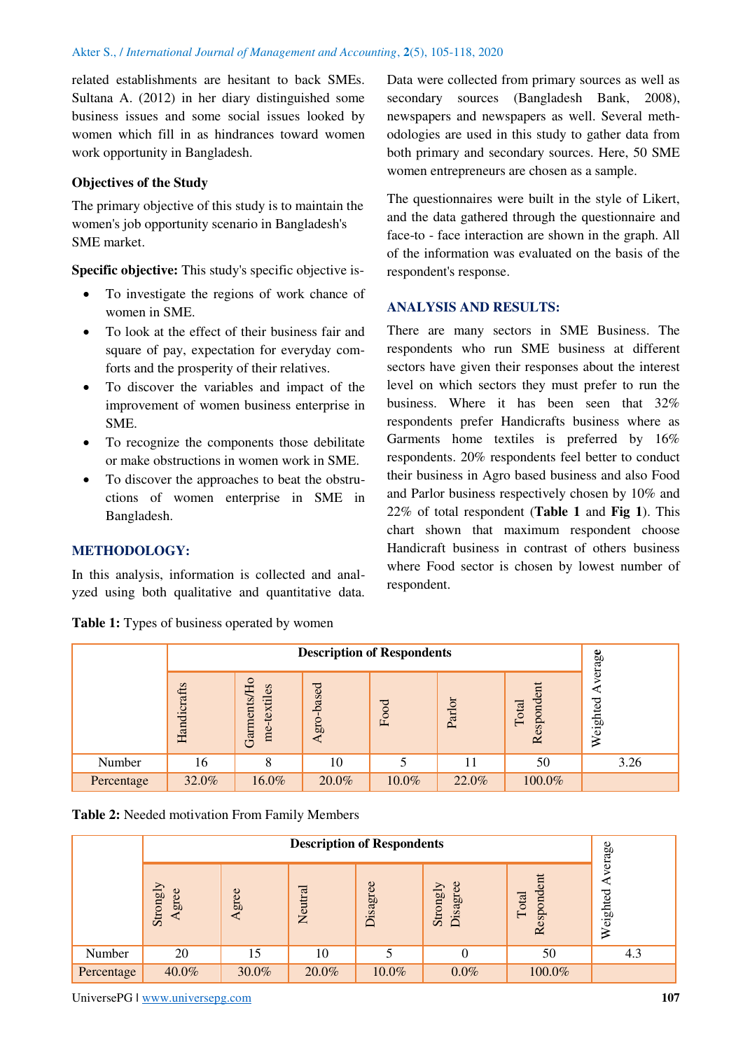related establishments are hesitant to back SMEs. Sultana A. (2012) in her diary distinguished some business issues and some social issues looked by women which fill in as hindrances toward women work opportunity in Bangladesh.

### Objectives of the Study

The primary objective of this study is to maintain the women's job opportunity scenario in Bangladesh's SME market.

**Specific objective:** This study's specific objective is-

- To investigate the regions of work chance of women in SME.
- To look at the effect of their business fair and square of pay, expectation for everyday comforts and the prosperity of their relatives.
- To discover the variables and impact of the improvement of women business enterprise in SME.
- To recognize the components those debilitate or make obstructions in women work in SME.
- To discover the approaches to beat the obstructions of women enterprise in SME in Bangladesh.

## METHODOLOGY:

In this analysis, information is collected and analyzed using both qualitative and quantitative data. Data were collected from primary sources as well as secondary sources (Bangladesh Bank, 2008), newspapers and newspapers as well. Several methodologies are used in this study to gather data from both primary and secondary sources. Here, 50 SME women entrepreneurs are chosen as a sample.

The questionnaires were built in the style of Likert, and the data gathered through the questionnaire and face-to - face interaction are shown in the graph. All of the information was evaluated on the basis of the respondent's response.

## ANALYSIS AND RESULTS:

There are many sectors in SME Business. The respondents who run SME business at different sectors have given their responses about the interest level on which sectors they must prefer to run the business. Where it has been seen that 32% respondents prefer Handicrafts business where as Garments home textiles is preferred by 16% respondents. 20% respondents feel better to conduct their business in Agro based business and also Food and Parlor business respectively chosen by 10% and 22% of total respondent (**Table 1** and **Fig 1**). This chart shown that maximum respondent choose Handicraft business in contrast of others business where Food sector is chosen by lowest number of respondent.

**Table 1:** Types of business operated by women

| | Description of Respondents | | | | | | Weighted Average |
|---|---|---|---|---|---|---|---|
| | Handicrafts | Garments/Home-textiles | Agro-based | Food | Parlor | Total Respondent | |
| Number | 16 | 8 | 10 | 5 | 11 | 50 | 3.26 |
| Percentage | 32.0% | 16.0% | 20.0% | 10.0% | 22.0% | 100.0% | |

**Table 2:** Needed motivation From Family Members

| | Description of Respondents | | | | | | Weighted Average |
|---|---|---|---|---|---|---|---|
| | Strongly Agree | Agree | Neutral | Disagree | Strongly Disagree | Total Respondent | |
| Number | 20 | 15 | 10 | 5 | 0 | 50 | 4.3 |
| Percentage | 40.0% | 30.0% | 20.0% | 10.0% | 0.0% | 100.0% | |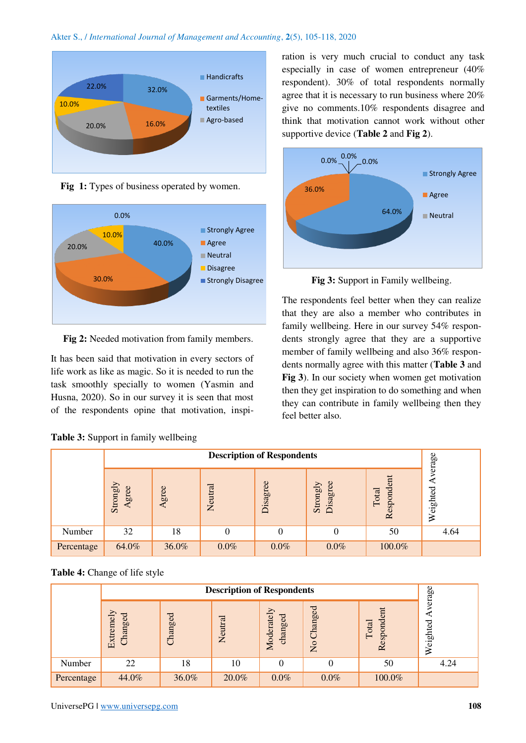Fig 1: Types of business operated by women.

Fig 2: Needed motivation from family members.

It has been said that motivation in every sectors of life work as like as magic. So it is needed to run the task smoothly specially to women (Yasmin and Husna, 2020). So in our survey it is seen that most of the respondents opine that motivation, inspiration is very much crucial to conduct any task especially in case of women entrepreneur (40% respondent). 30% of total respondents normally agree that it is necessary to run business where 20% give no comments.10% respondents disagree and think that motivation cannot work without other supportive device (**Table 2** and **Fig 2**).

**Fig 3:** Support in Family wellbeing.

The respondents feel better when they can realize that they are also a member who contributes in family wellbeing. Here in our survey 54% respondents strongly agree that they are a supportive member of family wellbeing and also 36% respondents normally agree with this matter (**Table 3** and **Fig 3**). In our society when women get motivation then they get inspiration to do something and when they can contribute in family wellbeing then they feel better also.

**Table 3:** Support in family wellbeing

| | Description of Respondents | | | | | | Weighted Average |
|---|---|---|---|---|---|---|---|
| | Strongly Agree | Agree | Neutral | Disagree | Strongly Disagree | Total Respondent | |
| Number | 32 | 18 | 0 | 0 | 0 | 50 | 4.64 |
| Percentage | 64.0% | 36.0% | 0.0% | 0.0% | 0.0% | 100.0% | |

**Table 4:** Change of life style

| | Description of Respondents | | | | | | Weighted Average |
|---|---|---|---|---|---|---|---|
| | Extremely Changed | Changed | Neutral | Moderately changed | No Changed | Total Respondent | |
| Number | 22 | 18 | 10 | 0 | 0 | 50 | 4.24 |
| Percentage | 44.0% | 36.0% | 20.0% | 0.0% | 0.0% | 100.0% | |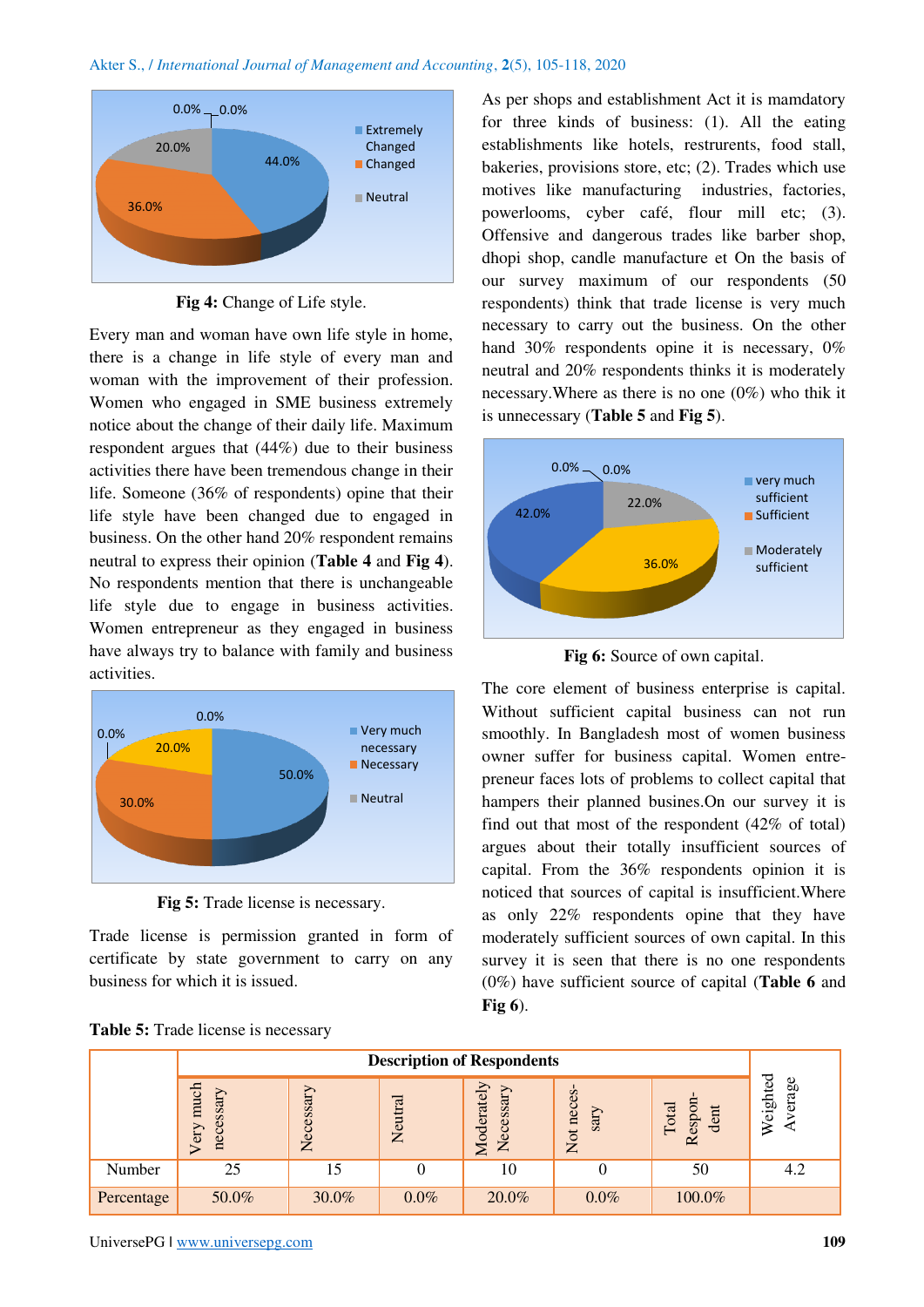Fig 4: Change of Life style.

Every man and woman have own life style in home, there is a change in life style of every man and woman with the improvement of their profession. Women who engaged in SME business extremely notice about the change of their daily life. Maximum respondent argues that (44%) due to their business activities there have been tremendous change in their life. Someone (36% of respondents) opine that their life style have been changed due to engaged in business. On the other hand 20% respondent remains neutral to express their opinion (**Table 4** and **Fig 4**). No respondents mention that there is unchangeable life style due to engage in business activities. Women entrepreneur as they engaged in business have always try to balance with family and business activities.

**Fig 5:** Trade license is necessary.

Trade license is permission granted in form of certificate by state government to carry on any business for which it is issued.

As per shops and establishment Act it is mamdatory for three kinds of business: (1). All the eating establishments like hotels, restrurents, food stall, bakeries, provisions store, etc; (2). Trades which use motives like manufacturing industries, factories, powerlooms, cyber café, flour mill etc; (3). Offensive and dangerous trades like barber shop, dhopi shop, candle manufacture et On the basis of our survey maximum of our respondents (50 respondents) think that trade license is very much necessary to carry out the business. On the other hand 30% respondents opine it is necessary, 0% neutral and 20% respondents thinks it is moderately necessary.Where as there is no one (0%) who thik it is unnecessary (**Table 5** and **Fig 5**).

**Fig 6:** Source of own capital.

The core element of business enterprise is capital. Without sufficient capital business can not run smoothly. In Bangladesh most of women business owner suffer for business capital. Women entre-preneur faces lots of problems to collect capital that hampers their planned busines.On our survey it is find out that most of the respondent (42% of total) argues about their totally insufficient sources of capital. From the 36% respondents opinion it is noticed that sources of capital is insufficient.Where as only 22% respondents opine that they have moderately sufficient sources of own capital. In this survey it is seen that there is no one respondents (0%) have sufficient source of capital (**Table 6** and **Fig 6**).

**Table 5:** Trade license is necessary

| | Description of Respondents | | | | | | Weighted Average |
|---|---|---|---|---|---|---|---|
| | Very much necessary | Necessary | Neutral | Moderately Necessary | Not neces-sary | Total Respon-dent | |
| Number | 25 | 15 | 0 | 10 | 0 | 50 | 4.2 |
| Percentage | 50.0% | 30.0% | 0.0% | 20.0% | 0.0% | 100.0% | |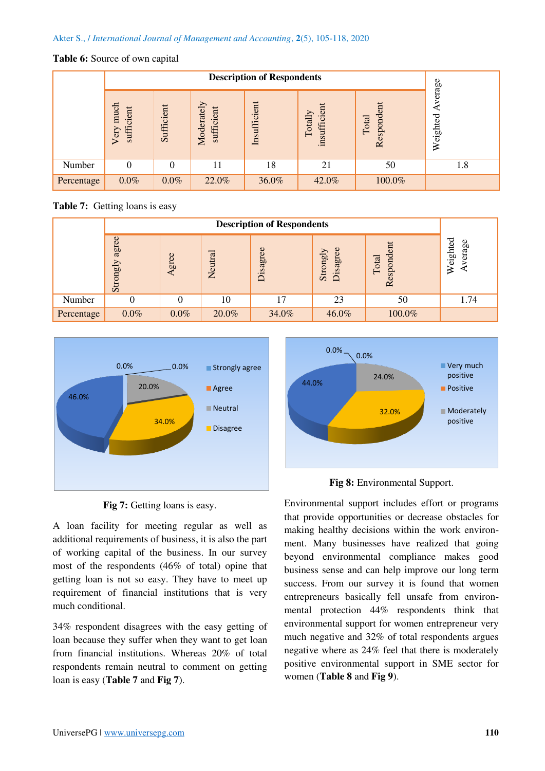**Table 6:** Source of own capital

| | Description of Respondents | | | | | | Weighted Average |
|---|---|---|---|---|---|---|---|
| | Very much sufficient | Sufficient | Moderately sufficient | Insufficient | Totally insufficient | Total Respondent | |
| Number | 0 | 0 | 11 | 18 | 21 | 50 | 1.8 |
| Percentage | 0.0% | 0.0% | 22.0% | 36.0% | 42.0% | 100.0% | |

**Table 7:** Getting loans is easy

| | Description of Respondents | | | | | | Weighted Average |
|---|---|---|---|---|---|---|---|
| | Strongly agree | Agree | Neutral | Disagree | Strongly Disagree | Total Respondent | |
| Number | 0 | 0 | 10 | 17 | 23 | 50 | 1.74 |
| Percentage | 0.0% | 0.0% | 20.0% | 34.0% | 46.0% | 100.0% | |

**Fig 7:** Getting loans is easy.

A loan facility for meeting regular as well as additional requirements of business, it is also the part of working capital of the business. In our survey most of the respondents (46% of total) opine that getting loan is not so easy. They have to meet up requirement of financial institutions that is very much conditional.

34% respondent disagrees with the easy getting of loan because they suffer when they want to get loan from financial institutions. Whereas 20% of total respondents remain neutral to comment on getting loan is easy (**Table 7** and **Fig 7**).

**Fig 8:** Environmental Support.

Environmental support includes effort or programs that provide opportunities or decrease obstacles for making healthy decisions within the work environment. Many businesses have realized that going beyond environmental compliance makes good business sense and can help improve our long term success. From our survey it is found that women entrepreneurs basically fell unsafe from environmental protection 44% respondents think that environmental support for women entrepreneur very much negative and 32% of total respondents argues negative where as 24% feel that there is moderately positive environmental support in SME sector for women (**Table 8** and **Fig 9**).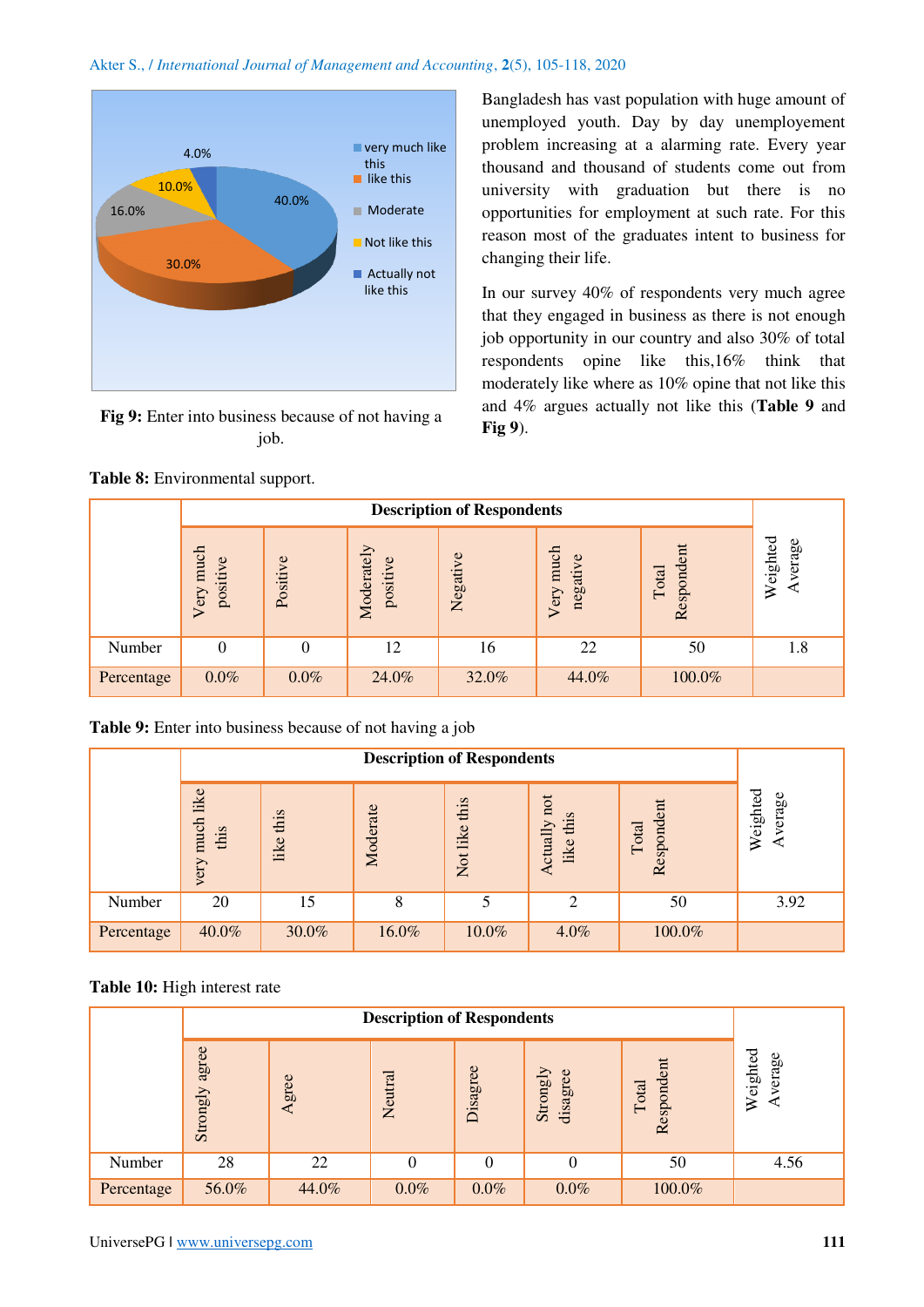Fig 9: Enter into business because of not having a job.

Bangladesh has vast population with huge amount of unemployed youth. Day by day unemployement problem increasing at a alarming rate. Every year thousand and thousand of students come out from university with graduation but there is no opportunities for employment at such rate. For this reason most of the graduates intent to business for changing their life.

In our survey 40% of respondents very much agree that they engaged in business as there is not enough job opportunity in our country and also 30% of total respondents opine like this,16% think that moderately like where as 10% opine that not like this and 4% argues actually not like this (**Table 9** and **Fig 9**).

**Table 8:** Environmental support.

| | Description of Respondents | | | | | | Weighted Average |
|---|---|---|---|---|---|---|---|
| | Very much positive | Positive | Moderately positive | Negative | Very much negative | Total Respondent | |
| Number | 0 | 0 | 12 | 16 | 22 | 50 | 1.8 |
| Percentage | 0.0% | 0.0% | 24.0% | 32.0% | 44.0% | 100.0% | |

**Table 9:** Enter into business because of not having a job

| | Description of Respondents | | | | | | Weighted Average |
|---|---|---|---|---|---|---|---|
| | very much like this | like this | Moderate | Not like this | Actually not like this | Total Respondent | |
| Number | 20 | 15 | 8 | 5 | 2 | 50 | 3.92 |
| Percentage | 40.0% | 30.0% | 16.0% | 10.0% | 4.0% | 100.0% | |

**Table 10:** High interest rate

| | Description of Respondents | | | | | | Weighted Average |
|---|---|---|---|---|---|---|---|
| | Strongly agree | Agree | Neutral | Disagree | Strongly disagree | Total Respondent | |
| Number | 28 | 22 | 0 | 0 | 0 | 50 | 4.56 |
| Percentage | 56.0% | 44.0% | 0.0% | 0.0% | 0.0% | 100.0% | |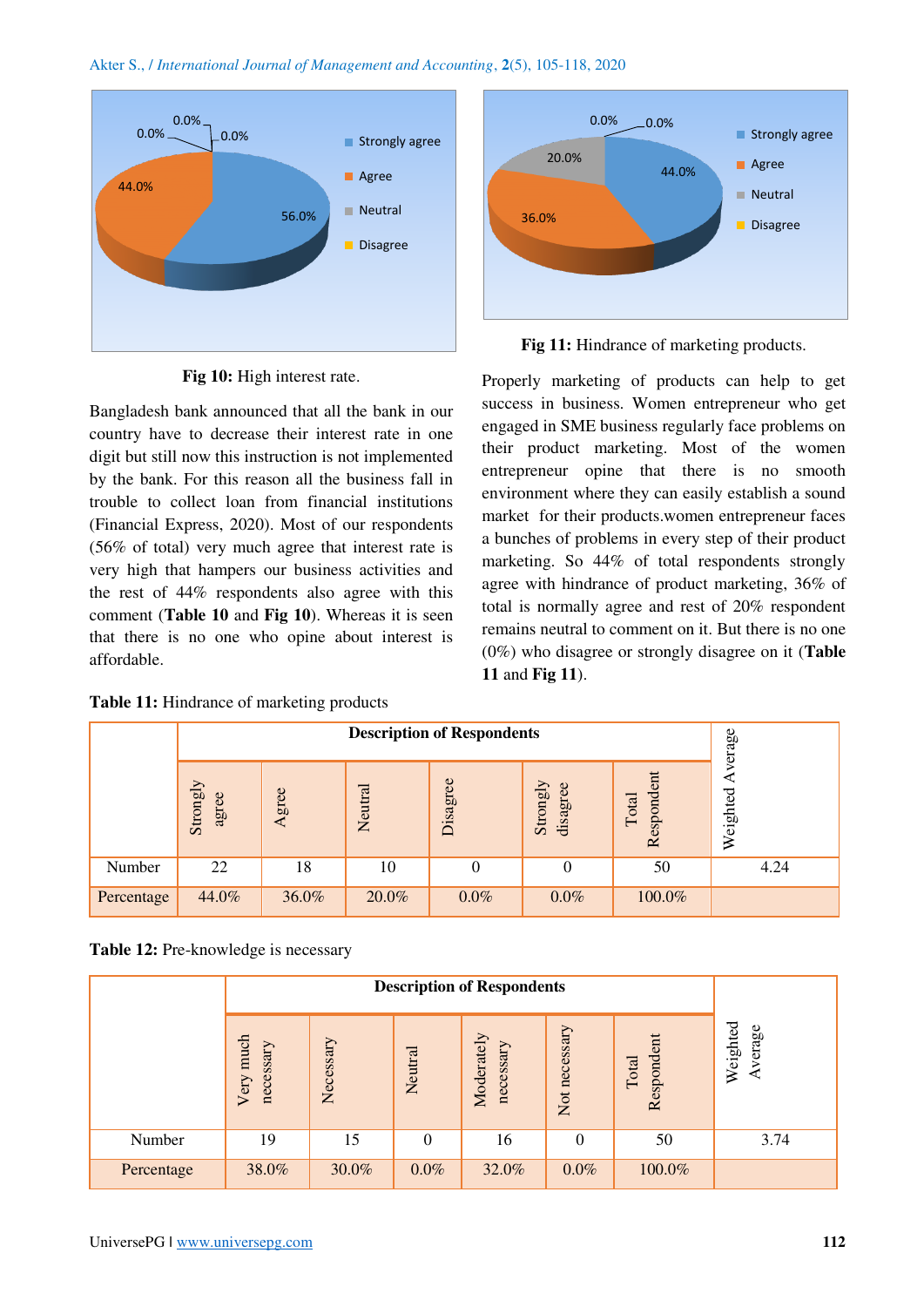Fig 10: High interest rate.

Bangladesh bank announced that all the bank in our country have to decrease their interest rate in one digit but still now this instruction is not implemented by the bank. For this reason all the business fall in trouble to collect loan from financial institutions (Financial Express, 2020). Most of our respondents (56% of total) very much agree that interest rate is very high that hampers our business activities and the rest of 44% respondents also agree with this comment (**Table 10** and **Fig 10**). Whereas it is seen that there is no one who opine about interest is affordable.

**Fig 11:** Hindrance of marketing products.

Properly marketing of products can help to get success in business. Women entrepreneur who get engaged in SME business regularly face problems on their product marketing. Most of the women entrepreneur opine that there is no smooth environment where they can easily establish a sound market for their products.women entrepreneur faces a bunches of problems in every step of their product marketing. So 44% of total respondents strongly agree with hindrance of product marketing, 36% of total is normally agree and rest of 20% respondent remains neutral to comment on it. But there is no one (0%) who disagree or strongly disagree on it (**Table 11** and **Fig 11**).

**Table 11:** Hindrance of marketing products

| | Description of Respondents | | | | | | Weighted Average |
|---|---|---|---|---|---|---|---|
| | Strongly agree | Agree | Neutral | Disagree | Strongly disagree | Total Respondent | |
| Number | 22 | 18 | 10 | 0 | 0 | 50 | 4.24 |
| Percentage | 44.0% | 36.0% | 20.0% | 0.0% | 0.0% | 100.0% | |

**Table 12:** Pre-knowledge is necessary

| | Description of Respondents | | | | | | Weighted Average |
|---|---|---|---|---|---|---|---|
| | Very much necessary | Necessary | Neutral | Moderately necessary | Not necessary | Total Respondent | |
| Number | 19 | 15 | 0 | 16 | 0 | 50 | 3.74 |
| Percentage | 38.0% | 30.0% | 0.0% | 32.0% | 0.0% | 100.0% | |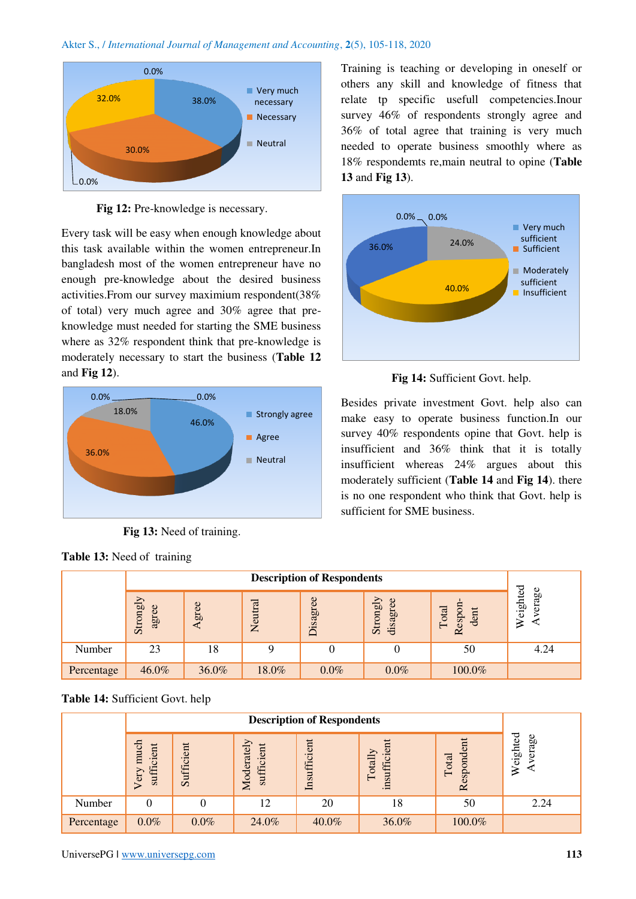Fig 12: Pre-knowledge is necessary.

Every task will be easy when enough knowledge about this task available within the women entrepreneur.In bangladesh most of the women entrepreneur have no enough pre-knowledge about the desired business activities.From our survey maximium respondent(38% of total) very much agree and 30% agree that pre-knowledge must needed for starting the SME business where as 32% respondent think that pre-knowledge is moderately necessary to start the business (**Table 12** and **Fig 12**).

**Fig 13:** Need of training.

Training is teaching or developing in oneself or others any skill and knowledge of fitness that relate tp specific usefull competencies.Inour survey 46% of respondents strongly agree and 36% of total agree that training is very much needed to operate business smoothly where as 18% respondemts re,main neutral to opine (**Table 13** and **Fig 13**).

**Fig 14:** Sufficient Govt. help.

Besides private investment Govt. help also can make easy to operate business function.In our survey 40% respondents opine that Govt. help is insufficient and 36% think that it is totally insufficient whereas 24% argues about this moderately sufficient (**Table 14** and **Fig 14**). there is no one respondent who think that Govt. help is sufficient for SME business.

**Table 13:** Need of training

| | Description of Respondents | | | | | | Weighted Average |
|---|---|---|---|---|---|---|---|
| | Strongly agree | Agree | Neutral | Disagree | Strongly disagree | Total Respon-dent | |
| Number | 23 | 18 | 9 | 0 | 0 | 50 | 4.24 |
| Percentage | 46.0% | 36.0% | 18.0% | 0.0% | 0.0% | 100.0% | |

**Table 14:** Sufficient Govt. help

| | Description of Respondents | | | | | | Weighted Average |
|---|---|---|---|---|---|---|---|
| | Very much sufficient | Sufficient | Moderately sufficient | Insufficient | Totally insufficient | Total Respondent | |
| Number | 0 | 0 | 12 | 20 | 18 | 50 | 2.24 |
| Percentage | 0.0% | 0.0% | 24.0% | 40.0% | 36.0% | 100.0% | |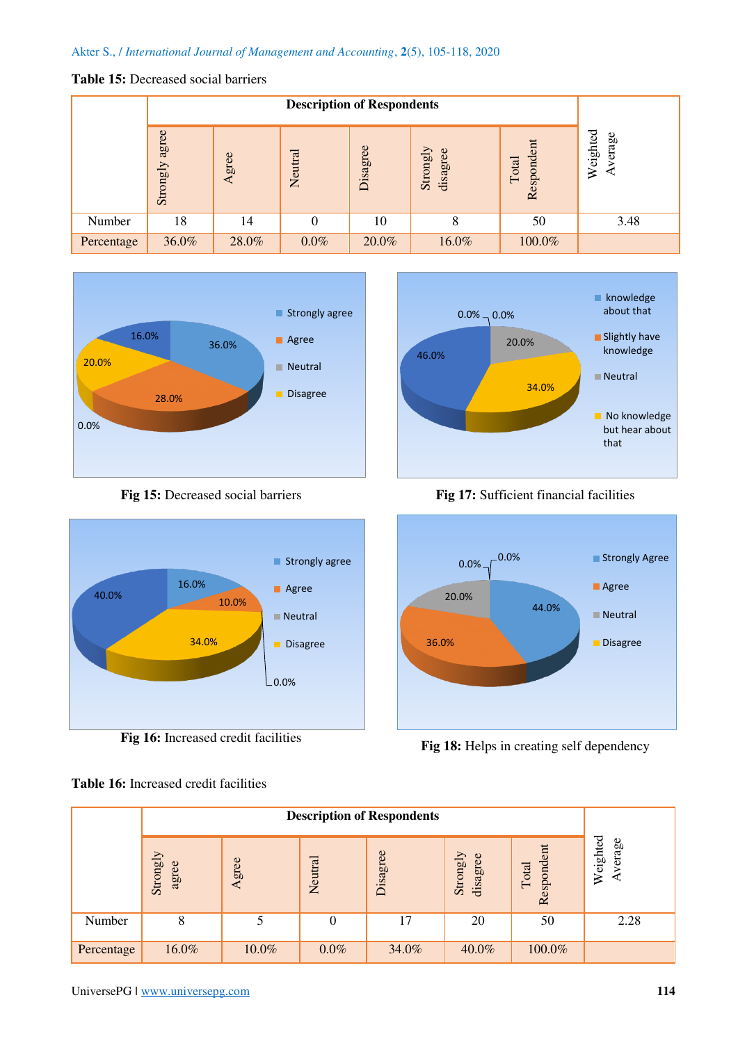**Table 15:** Decreased social barriers

| | Description of Respondents | | | | | | Weighted Average |
|---|---|---|---|---|---|---|---|
| | Strongly agree | Agree | Neutral | Disagree | Strongly disagree | Total Respondent | |
| Number | 18 | 14 | 0 | 10 | 8 | 50 | 3.48 |
| Percentage | 36.0% | 28.0% | 0.0% | 20.0% | 16.0% | 100.0% | |

**Fig 15:** Decreased social barriers

**Fig 17:** Sufficient financial facilities

**Fig 16:** Increased credit facilities

**Fig 18:** Helps in creating self dependency

**Table 16:** Increased credit facilities

| | Description of Respondents | | | | | | Weighted Average |
|---|---|---|---|---|---|---|---|
| | Strongly agree | Agree | Neutral | Disagree | Strongly disagree | Total Respondent | |
| Number | 8 | 5 | 0 | 17 | 20 | 50 | 2.28 |
| Percentage | 16.0% | 10.0% | 0.0% | 34.0% | 40.0% | 100.0% | |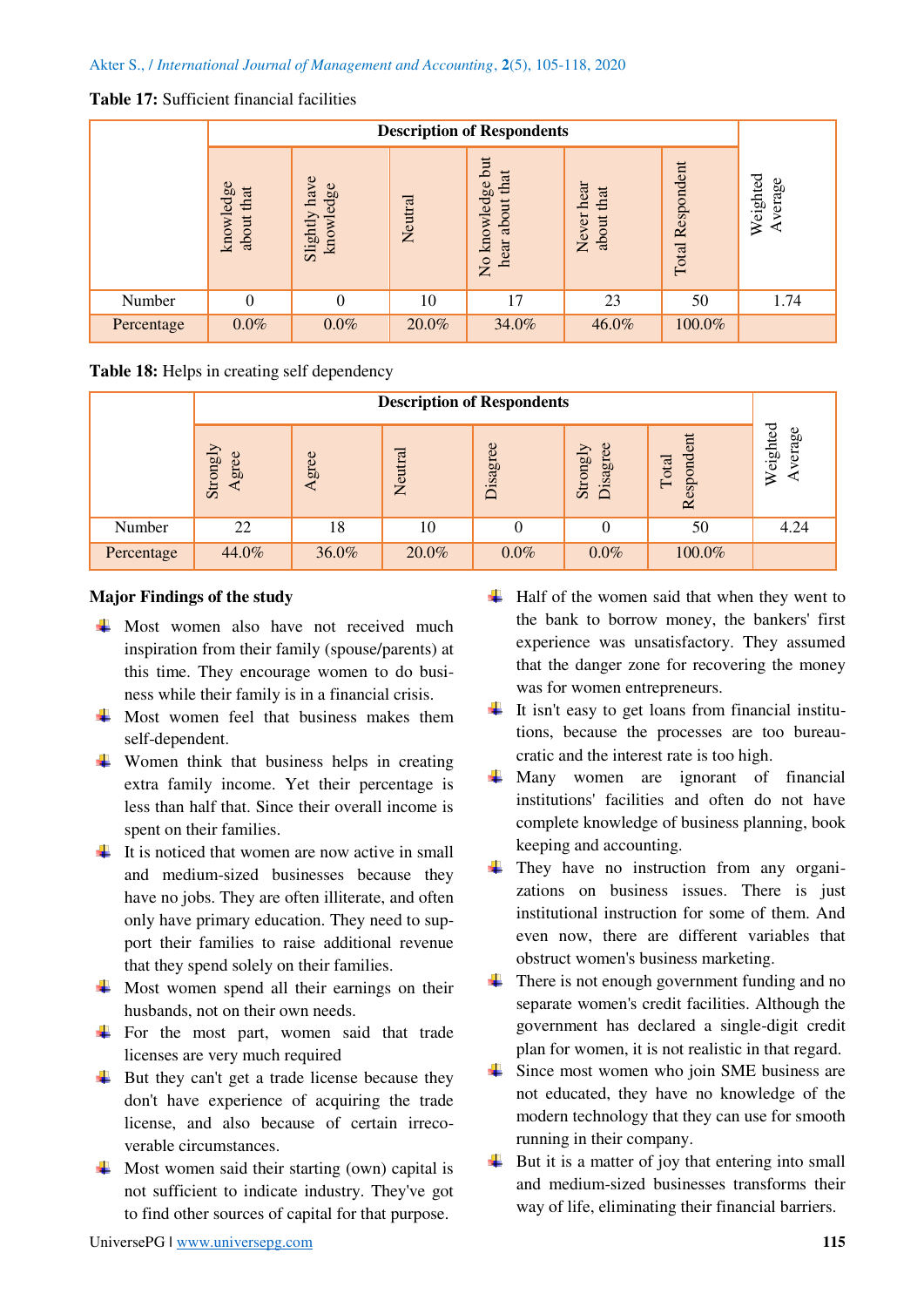**Table 17:** Sufficient financial facilities

| | Description of Respondents | | | | | | Weighted Average |
|---|---|---|---|---|---|---|---|
| | knowledge about that | Slightly have knowledge | Neutral | No knowledge but hear about that | Never hear about that | Total Respondent | |
| Number | 0 | 0 | 10 | 17 | 23 | 50 | 1.74 |
| Percentage | 0.0% | 0.0% | 20.0% | 34.0% | 46.0% | 100.0% | |

**Table 18:** Helps in creating self dependency

| | Description of Respondents | | | | | | Weighted Average |
|---|---|---|---|---|---|---|---|
| | Strongly Agree | Agree | Neutral | Disagree | Strongly Disagree | Total Respondent | |
| Number | 22 | 18 | 10 | 0 | 0 | 50 | 4.24 |
| Percentage | 44.0% | 36.0% | 20.0% | 0.0% | 0.0% | 100.0% | |

**Major Findings of the study**

- Most women also have not received much inspiration from their family (spouse/parents) at this time. They encourage women to do business while their family is in a financial crisis.
- Most women feel that business makes them self-dependent.
- Women think that business helps in creating extra family income. Yet their percentage is less than half that. Since their overall income is spent on their families.
- It is noticed that women are now active in small and medium-sized businesses because they have no jobs. They are often illiterate, and often only have primary education. They need to support their families to raise additional revenue that they spend solely on their families.
- Most women spend all their earnings on their husbands, not on their own needs.
- For the most part, women said that trade licenses are very much required
- But they can't get a trade license because they don't have experience of acquiring the trade license, and also because of certain irrecoverable circumstances.
- Most women said their starting (own) capital is not sufficient to indicate industry. They've got to find other sources of capital for that purpose.
- Half of the women said that when they went to the bank to borrow money, the bankers' first experience was unsatisfactory. They assumed that the danger zone for recovering the money was for women entrepreneurs.
- It isn't easy to get loans from financial institutions, because the processes are too bureaucratic and the interest rate is too high.
- Many women are ignorant of financial institutions' facilities and often do not have complete knowledge of business planning, book keeping and accounting.
- They have no instruction from any organizations on business issues. There is just institutional instruction for some of them. And even now, there are different variables that obstruct women's business marketing.
- There is not enough government funding and no separate women's credit facilities. Although the government has declared a single-digit credit plan for women, it is not realistic in that regard.
- Since most women who join SME business are not educated, they have no knowledge of the modern technology that they can use for smooth running in their company.
- But it is a matter of joy that entering into small and medium-sized businesses transforms their way of life, eliminating their financial barriers.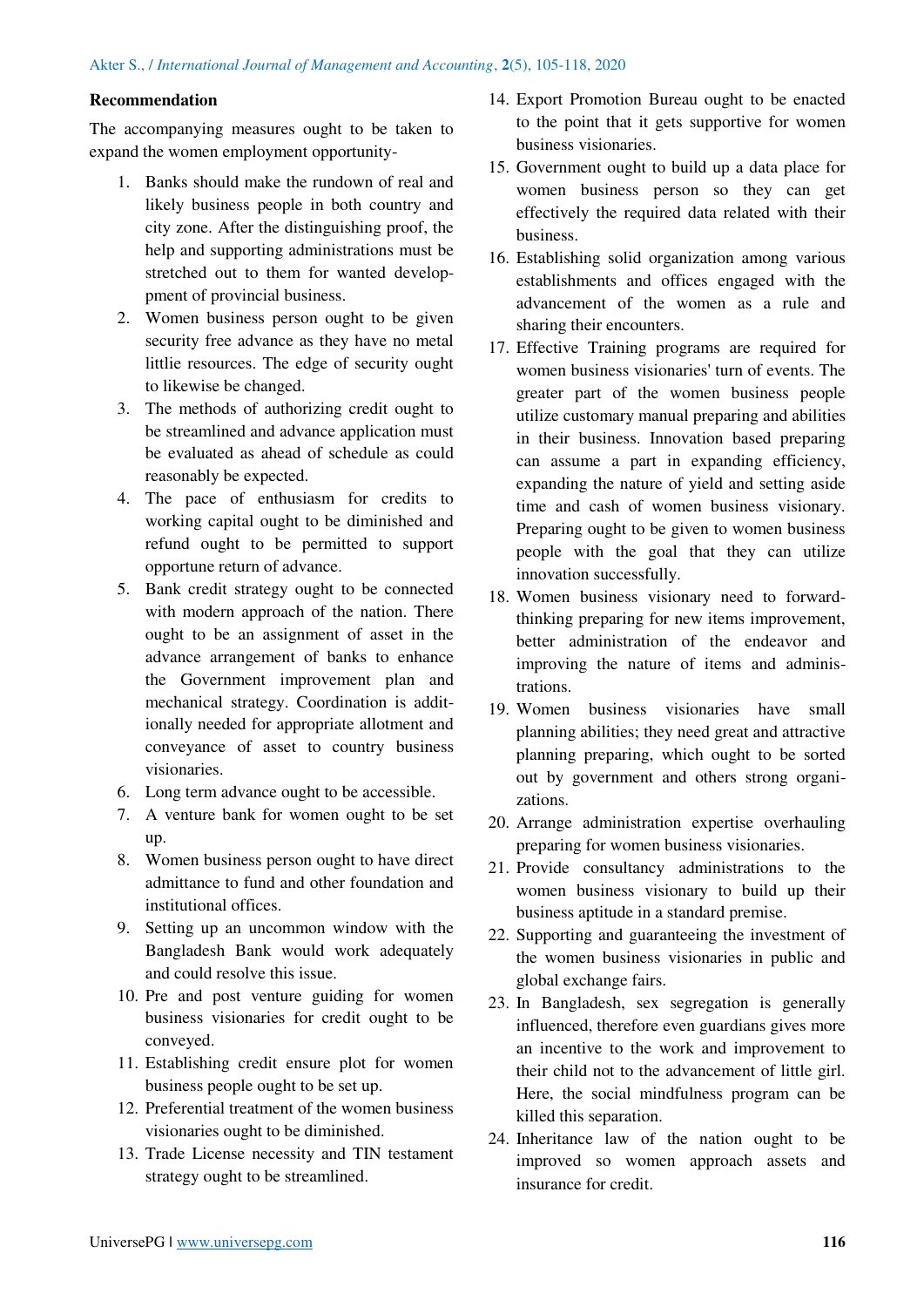**Recommendation**

The accompanying measures ought to be taken to expand the women employment opportunity-

1. Banks should make the rundown of real and likely business people in both country and city zone. After the distinguishing proof, the help and supporting administrations must be stretched out to them for wanted development of provincial business.
2. Women business person ought to be given security free advance as they have no metal littlie resources. The edge of security ought to likewise be changed.
3. The methods of authorizing credit ought to be streamlined and advance application must be evaluated as ahead of schedule as could reasonably be expected.
4. The pace of enthusiasm for credits to working capital ought to be diminished and refund ought to be permitted to support opportune return of advance.
5. Bank credit strategy ought to be connected with modern approach of the nation. There ought to be an assignment of asset in the advance arrangement of banks to enhance the Government improvement plan and mechanical strategy. Coordination is additionally needed for appropriate allotment and conveyance of asset to country business visionaries.
6. Long term advance ought to be accessible.
7. A venture bank for women ought to be set up.
8. Women business person ought to have direct admittance to fund and other foundation and institutional offices.
9. Setting up an uncommon window with the Bangladesh Bank would work adequately and could resolve this issue.
10. Pre and post venture guiding for women business visionaries for credit ought to be conveyed.
11. Establishing credit ensure plot for women business people ought to be set up.
12. Preferential treatment of the women business visionaries ought to be diminished.
13. Trade License necessity and TIN testament strategy ought to be streamlined.
14. Export Promotion Bureau ought to be enacted to the point that it gets supportive for women business visionaries.
15. Government ought to build up a data place for women business person so they can get effectively the required data related with their business.
16. Establishing solid organization among various establishments and offices engaged with the advancement of the women as a rule and sharing their encounters.
17. Effective Training programs are required for women business visionaries' turn of events. The greater part of the women business people utilize customary manual preparing and abilities in their business. Innovation based preparing can assume a part in expanding efficiency, expanding the nature of yield and setting aside time and cash of women business visionary. Preparing ought to be given to women business people with the goal that they can utilize innovation successfully.
18. Women business visionary need to forward-thinking preparing for new items improvement, better administration of the endeavor and improving the nature of items and administrations.
19. Women business visionaries have small planning abilities; they need great and attractive planning preparing, which ought to be sorted out by government and others strong organizations.
20. Arrange administration expertise overhauling preparing for women business visionaries.
21. Provide consultancy administrations to the women business visionary to build up their business aptitude in a standard premise.
22. Supporting and guaranteeing the investment of the women business visionaries in public and global exchange fairs.
23. In Bangladesh, sex segregation is generally influenced, therefore even guardians gives more an incentive to the work and improvement to their child not to the advancement of little girl. Here, the social mindfulness program can be killed this separation.
24. Inheritance law of the nation ought to be improved so women approach assets and insurance for credit.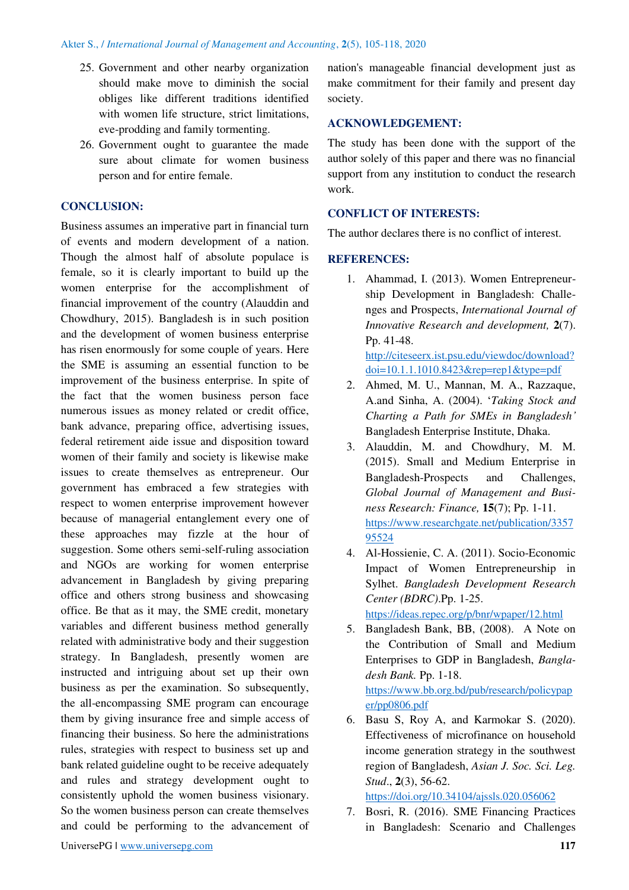25. Government and other nearby organization should make move to diminish the social obliges like different traditions identified with women life structure, strict limitations, eve-prodding and family tormenting.
26. Government ought to guarantee the made sure about climate for women business person and for entire female.

## CONCLUSION:

Business assumes an imperative part in financial turn of events and modern development of a nation. Though the almost half of absolute populace is female, so it is clearly important to build up the women enterprise for the accomplishment of financial improvement of the country (Alauddin and Chowdhury, 2015). Bangladesh is in such position and the development of women business enterprise has risen enormously for some couple of years. Here the SME is assuming an essential function to be improvement of the business enterprise. In spite of the fact that the women business person face numerous issues as money related or credit office, bank advance, preparing office, advertising issues, federal retirement aide issue and disposition toward women of their family and society is likewise make issues to create themselves as entrepreneur. Our government has embraced a few strategies with respect to women enterprise improvement however because of managerial entanglement every one of these approaches may fizzle at the hour of suggestion. Some others semi-self-ruling association and NGOs are working for women enterprise advancement in Bangladesh by giving preparing office and others strong business and showcasing office. Be that as it may, the SME credit, monetary variables and different business method generally related with administrative body and their suggestion strategy. In Bangladesh, presently women are instructed and intriguing about set up their own business as per the examination. So subsequently, the all-encompassing SME program can encourage them by giving insurance free and simple access of financing their business. So here the administrations rules, strategies with respect to business set up and bank related guideline ought to be receive adequately and rules and strategy development ought to consistently uphold the women business visionary. So the women business person can create themselves and could be performing to the advancement of nation's manageable financial development just as make commitment for their family and present day society.

## ACKNOWLEDGEMENT:

The study has been done with the support of the author solely of this paper and there was no financial support from any institution to conduct the research work.

## CONFLICT OF INTERESTS:

The author declares there is no conflict of interest.

## REFERENCES:

1. Ahammad, I. (2013). Women Entrepreneurship Development in Bangladesh: Challenges and Prospects, *International Journal of Innovative Research and development,* **2**(7). Pp. 41-48. http://citeseerx.ist.psu.edu/viewdoc/download?doi=10.1.1.1010.8423&rep=rep1&type=pdf
2. Ahmed, M. U., Mannan, M. A., Razzaque, A.and Sinha, A. (2004). '*Taking Stock and Charting a Path for SMEs in Bangladesh'* Bangladesh Enterprise Institute, Dhaka.
3. Alauddin, M. and Chowdhury, M. M. (2015). Small and Medium Enterprise in Bangladesh-Prospects and Challenges, *Global Journal of Management and Business Research: Finance,* **15**(7); Pp. 1-11. https://www.researchgate.net/publication/335795524
4. Al-Hossienie, C. A. (2011). Socio-Economic Impact of Women Entrepreneurship in Sylhet. *Bangladesh Development Research Center (BDRC)*.Pp. 1-25. https://ideas.repec.org/p/bnr/wpaper/12.html
5. Bangladesh Bank, BB, (2008). A Note on the Contribution of Small and Medium Enterprises to GDP in Bangladesh, *Bangladesh Bank.* Pp. 1-18. https://www.bb.org.bd/pub/research/policypaper/pp0806.pdf
6. Basu S, Roy A, and Karmokar S. (2020). Effectiveness of microfinance on household income generation strategy in the southwest region of Bangladesh, *Asian J. Soc. Sci. Leg. Stud*., **2**(3), 56-62. https://doi.org/10.34104/ajssls.020.056062
7. Bosri, R. (2016). SME Financing Practices in Bangladesh: Scenario and Challenges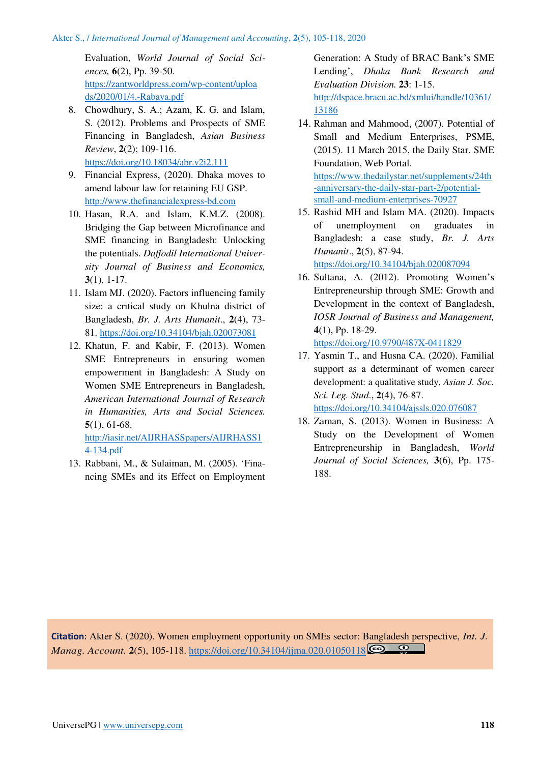Evaluation, *World Journal of Social Sciences,* **6**(2), Pp. 39-50. https://zantworldpress.com/wp-content/uploads/2020/01/4.-Rabaya.pdf

8. Chowdhury, S. A.; Azam, K. G. and Islam, S. (2012). Problems and Prospects of SME Financing in Bangladesh, *Asian Business Review*, **2**(2); 109-116. https://doi.org/10.18034/abr.v2i2.111
9. Financial Express, (2020). Dhaka moves to amend labour law for retaining EU GSP. http://www.thefinancialexpress-bd.com
10. Hasan, R.A. and Islam, K.M.Z. (2008). Bridging the Gap between Microfinance and SME financing in Bangladesh: Unlocking the potentials. *Daffodil International University Journal of Business and Economics,* **3**(1)*,* 1-17.
11. Islam MJ. (2020). Factors influencing family size: a critical study on Khulna district of Bangladesh, *Br. J. Arts Humanit*., **2**(4), 73-81. https://doi.org/10.34104/bjah.020073081
12. Khatun, F. and Kabir, F. (2013). Women SME Entrepreneurs in ensuring women empowerment in Bangladesh: A Study on Women SME Entrepreneurs in Bangladesh, *American International Journal of Research in Humanities, Arts and Social Sciences.* **5**(1), 61-68. http://iasir.net/AIJRHASSpapers/AIJRHASS14-134.pdf
13. Rabbani, M., & Sulaiman, M. (2005). 'Financing SMEs and its Effect on Employment Generation: A Study of BRAC Bank's SME Lending', *Dhaka Bank Research and Evaluation Division.* **23**: 1-15. http://dspace.bracu.ac.bd/xmlui/handle/10361/13186
14. Rahman and Mahmood, (2007). Potential of Small and Medium Enterprises, PSME, (2015). 11 March 2015, the Daily Star. SME Foundation, Web Portal. https://www.thedailystar.net/supplements/24th-anniversary-the-daily-star-part-2/potential-small-and-medium-enterprises-70927
15. Rashid MH and Islam MA. (2020). Impacts of unemployment on graduates in Bangladesh: a case study, *Br. J. Arts Humanit*., **2**(5), 87-94. https://doi.org/10.34104/bjah.020087094
16. Sultana, A. (2012). Promoting Women's Entrepreneurship through SME: Growth and Development in the context of Bangladesh, *IOSR Journal of Business and Management,* **4**(1), Pp. 18-29. https://doi.org/10.9790/487X-0411829
17. Yasmin T., and Husna CA. (2020). Familial support as a determinant of women career development: a qualitative study, *Asian J. Soc. Sci. Leg. Stud*., **2**(4), 76-87. https://doi.org/10.34104/ajssls.020.076087
18. Zaman, S. (2013). Women in Business: A Study on the Development of Women Entrepreneurship in Bangladesh, *World Journal of Social Sciences,* **3**(6), Pp. 175-188.

**Citation**: Akter S. (2020). Women employment opportunity on SMEs sector: Bangladesh perspective, *Int. J. Manag. Account.* **2**(5), 105-118. https://doi.org/10.34104/ijma.020.01050118